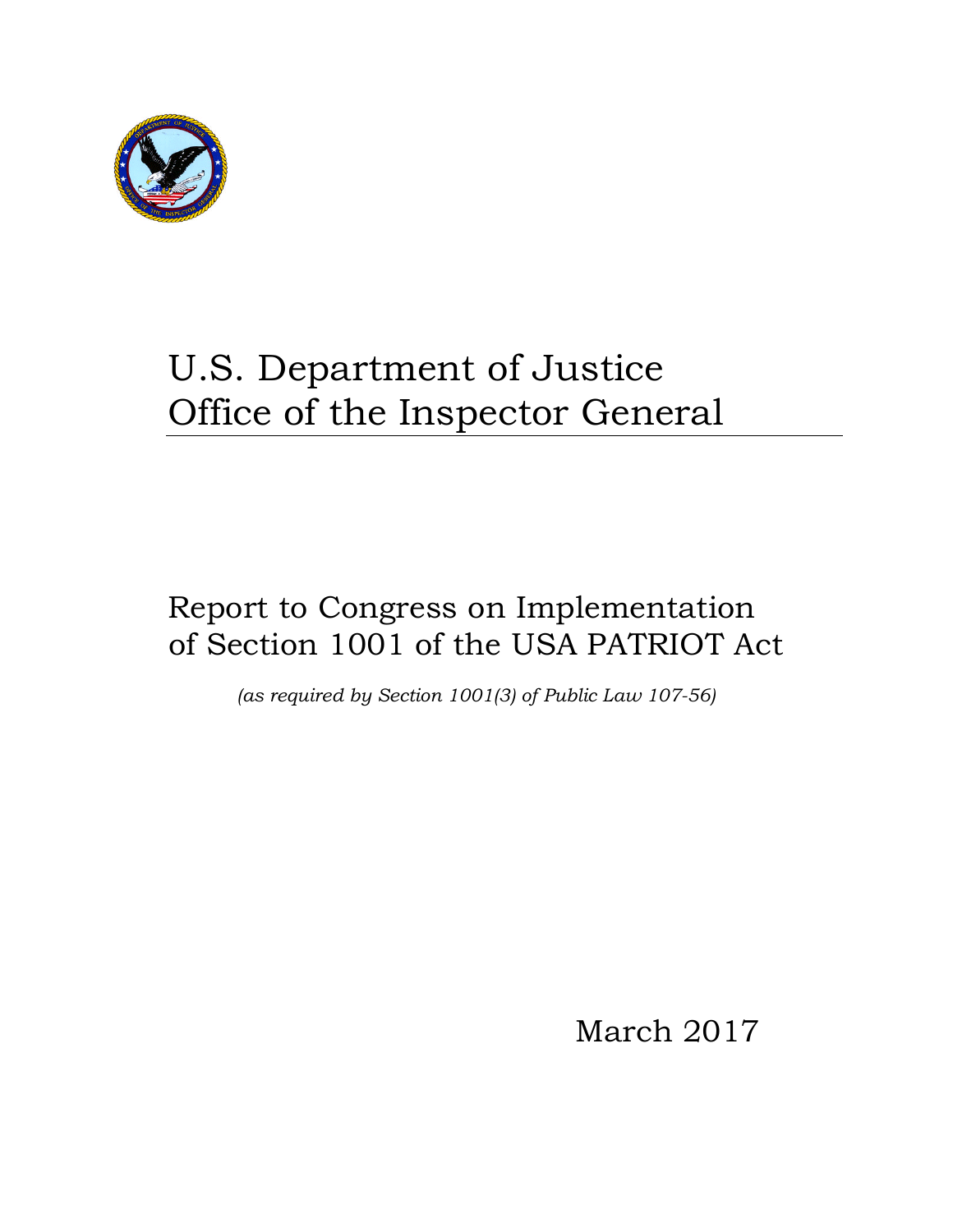# U.S. Department of Justice Office of the Inspector General

## Report to Congress on Implementation of Section 1001 of the USA PATRIOT Act

*(as required by Section 1001(3) of Public Law 107-56)*

March 2017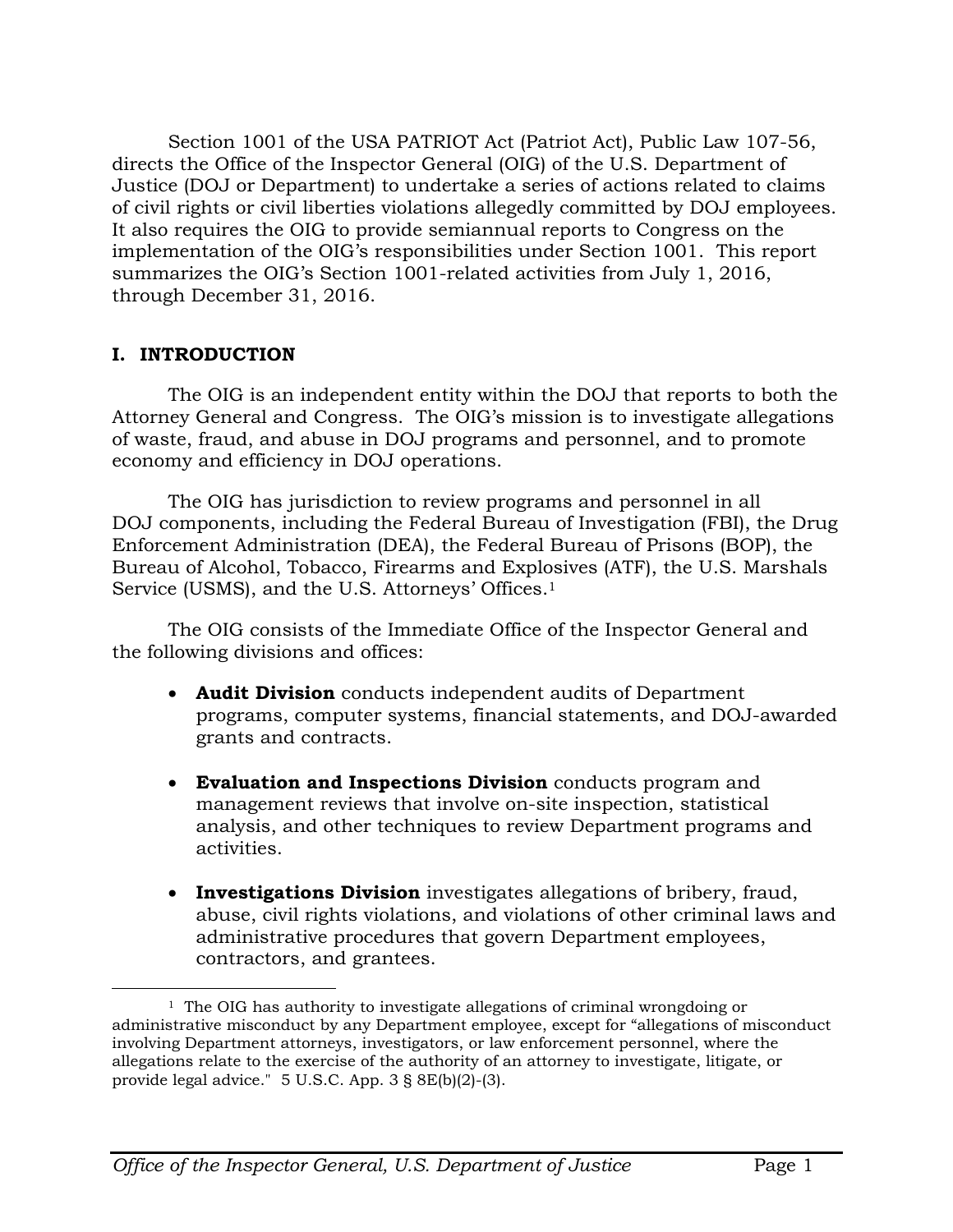Section 1001 of the USA PATRIOT Act (Patriot Act), Public Law 107-56, directs the Office of the Inspector General (OIG) of the U.S. Department of Justice (DOJ or Department) to undertake a series of actions related to claims of civil rights or civil liberties violations allegedly committed by DOJ employees. It also requires the OIG to provide semiannual reports to Congress on the implementation of the OIG's responsibilities under Section 1001. This report summarizes the OIG's Section 1001-related activities from July 1, 2016, through December 31, 2016.

## I. INTRODUCTION

The OIG is an independent entity within the DOJ that reports to both the Attorney General and Congress. The OIG's mission is to investigate allegations of waste, fraud, and abuse in DOJ programs and personnel, and to promote economy and efficiency in DOJ operations.

The OIG has jurisdiction to review programs and personnel in all DOJ components, including the Federal Bureau of Investigation (FBI), the Drug Enforcement Administration (DEA), the Federal Bureau of Prisons (BOP), the Bureau of Alcohol, Tobacco, Firearms and Explosives (ATF), the U.S. Marshals Service (USMS), and the U.S. Attorneys' Offices.[1]

The OIG consists of the Immediate Office of the Inspector General and the following divisions and offices:

- **Audit Division** conducts independent audits of Department programs, computer systems, financial statements, and DOJ-awarded grants and contracts.
- **Evaluation and Inspections Division** conducts program and management reviews that involve on-site inspection, statistical analysis, and other techniques to review Department programs and activities.
- **Investigations Division** investigates allegations of bribery, fraud, abuse, civil rights violations, and violations of other criminal laws and administrative procedures that govern Department employees, contractors, and grantees.

[1] The OIG has authority to investigate allegations of criminal wrongdoing or administrative misconduct by any Department employee, except for "allegations of misconduct involving Department attorneys, investigators, or law enforcement personnel, where the allegations relate to the exercise of the authority of an attorney to investigate, litigate, or provide legal advice." 5 U.S.C. App. 3 § 8E(b)(2)-(3).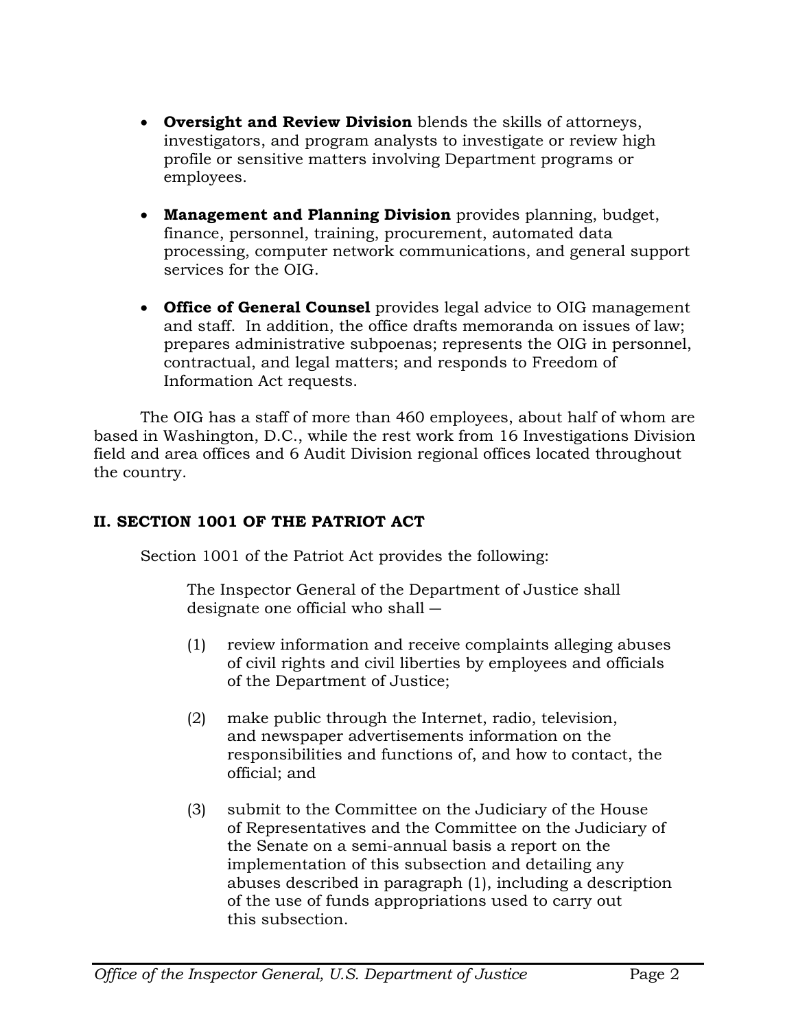- **Oversight and Review Division** blends the skills of attorneys, investigators, and program analysts to investigate or review high profile or sensitive matters involving Department programs or employees.

- **Management and Planning Division** provides planning, budget, finance, personnel, training, procurement, automated data processing, computer network communications, and general support services for the OIG.

- **Office of General Counsel** provides legal advice to OIG management and staff. In addition, the office drafts memoranda on issues of law; prepares administrative subpoenas; represents the OIG in personnel, contractual, and legal matters; and responds to Freedom of Information Act requests.

The OIG has a staff of more than 460 employees, about half of whom are based in Washington, D.C., while the rest work from 16 Investigations Division field and area offices and 6 Audit Division regional offices located throughout the country.

## II. SECTION 1001 OF THE PATRIOT ACT

Section 1001 of the Patriot Act provides the following:

> The Inspector General of the Department of Justice shall designate one official who shall —
>
> (1) review information and receive complaints alleging abuses of civil rights and civil liberties by employees and officials of the Department of Justice;
>
> (2) make public through the Internet, radio, television, and newspaper advertisements information on the responsibilities and functions of, and how to contact, the official; and
>
> (3) submit to the Committee on the Judiciary of the House of Representatives and the Committee on the Judiciary of the Senate on a semi-annual basis a report on the implementation of this subsection and detailing any abuses described in paragraph (1), including a description of the use of funds appropriations used to carry out this subsection.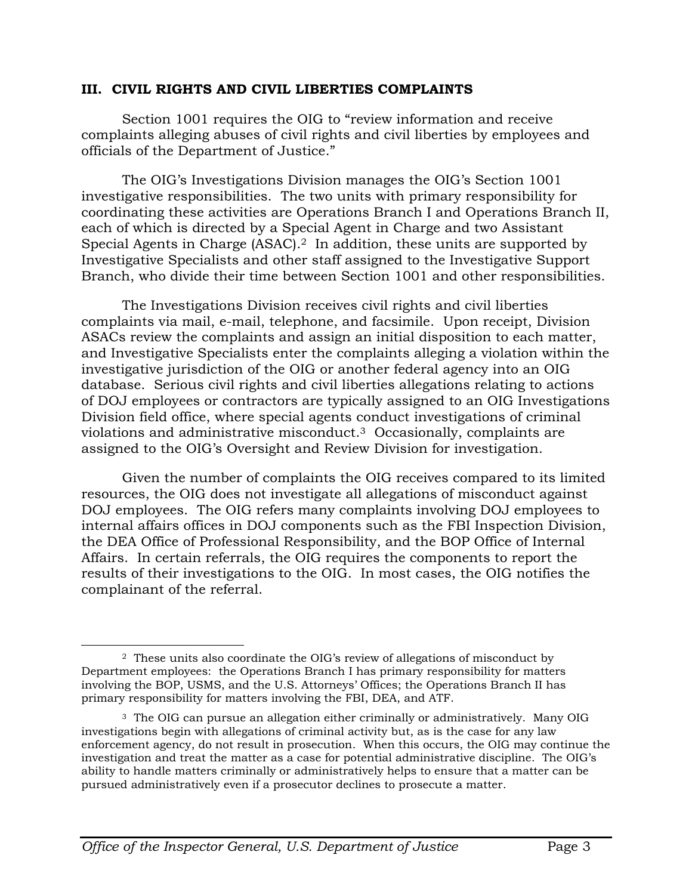## III. CIVIL RIGHTS AND CIVIL LIBERTIES COMPLAINTS

Section 1001 requires the OIG to "review information and receive complaints alleging abuses of civil rights and civil liberties by employees and officials of the Department of Justice."

The OIG's Investigations Division manages the OIG's Section 1001 investigative responsibilities. The two units with primary responsibility for coordinating these activities are Operations Branch I and Operations Branch II, each of which is directed by a Special Agent in Charge and two Assistant Special Agents in Charge (ASAC).[2] In addition, these units are supported by Investigative Specialists and other staff assigned to the Investigative Support Branch, who divide their time between Section 1001 and other responsibilities.

The Investigations Division receives civil rights and civil liberties complaints via mail, e-mail, telephone, and facsimile. Upon receipt, Division ASACs review the complaints and assign an initial disposition to each matter, and Investigative Specialists enter the complaints alleging a violation within the investigative jurisdiction of the OIG or another federal agency into an OIG database. Serious civil rights and civil liberties allegations relating to actions of DOJ employees or contractors are typically assigned to an OIG Investigations Division field office, where special agents conduct investigations of criminal violations and administrative misconduct.[3] Occasionally, complaints are assigned to the OIG's Oversight and Review Division for investigation.

Given the number of complaints the OIG receives compared to its limited resources, the OIG does not investigate all allegations of misconduct against DOJ employees. The OIG refers many complaints involving DOJ employees to internal affairs offices in DOJ components such as the FBI Inspection Division, the DEA Office of Professional Responsibility, and the BOP Office of Internal Affairs. In certain referrals, the OIG requires the components to report the results of their investigations to the OIG. In most cases, the OIG notifies the complainant of the referral.

---

[2] These units also coordinate the OIG's review of allegations of misconduct by Department employees: the Operations Branch I has primary responsibility for matters involving the BOP, USMS, and the U.S. Attorneys' Offices; the Operations Branch II has primary responsibility for matters involving the FBI, DEA, and ATF.

[3] The OIG can pursue an allegation either criminally or administratively. Many OIG investigations begin with allegations of criminal activity but, as is the case for any law enforcement agency, do not result in prosecution. When this occurs, the OIG may continue the investigation and treat the matter as a case for potential administrative discipline. The OIG's ability to handle matters criminally or administratively helps to ensure that a matter can be pursued administratively even if a prosecutor declines to prosecute a matter.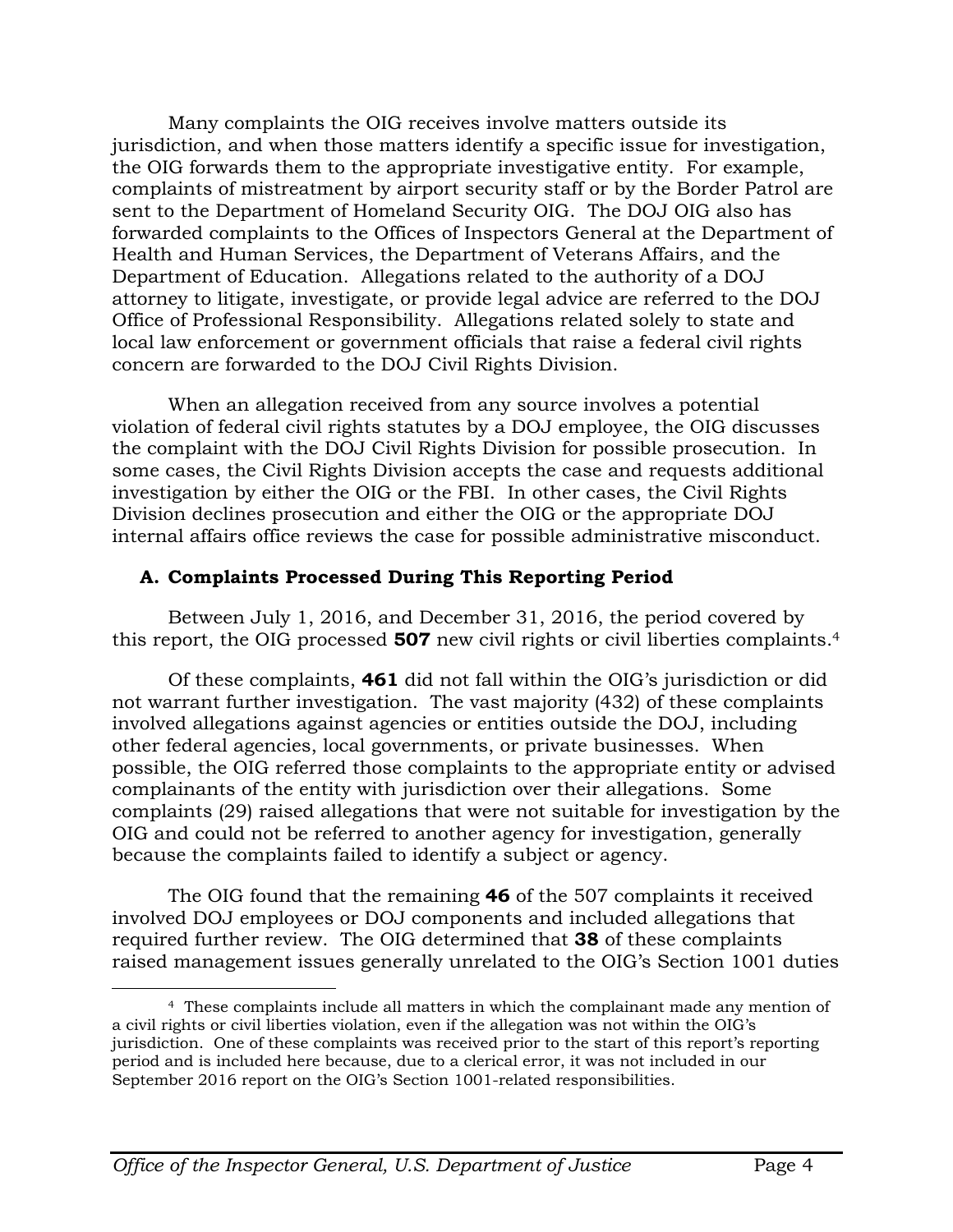Many complaints the OIG receives involve matters outside its jurisdiction, and when those matters identify a specific issue for investigation, the OIG forwards them to the appropriate investigative entity. For example, complaints of mistreatment by airport security staff or by the Border Patrol are sent to the Department of Homeland Security OIG. The DOJ OIG also has forwarded complaints to the Offices of Inspectors General at the Department of Health and Human Services, the Department of Veterans Affairs, and the Department of Education. Allegations related to the authority of a DOJ attorney to litigate, investigate, or provide legal advice are referred to the DOJ Office of Professional Responsibility. Allegations related solely to state and local law enforcement or government officials that raise a federal civil rights concern are forwarded to the DOJ Civil Rights Division.

When an allegation received from any source involves a potential violation of federal civil rights statutes by a DOJ employee, the OIG discusses the complaint with the DOJ Civil Rights Division for possible prosecution. In some cases, the Civil Rights Division accepts the case and requests additional investigation by either the OIG or the FBI. In other cases, the Civil Rights Division declines prosecution and either the OIG or the appropriate DOJ internal affairs office reviews the case for possible administrative misconduct.

### A. Complaints Processed During This Reporting Period

Between July 1, 2016, and December 31, 2016, the period covered by this report, the OIG processed **507** new civil rights or civil liberties complaints.[4]

Of these complaints, **461** did not fall within the OIG's jurisdiction or did not warrant further investigation. The vast majority (432) of these complaints involved allegations against agencies or entities outside the DOJ, including other federal agencies, local governments, or private businesses. When possible, the OIG referred those complaints to the appropriate entity or advised complainants of the entity with jurisdiction over their allegations. Some complaints (29) raised allegations that were not suitable for investigation by the OIG and could not be referred to another agency for investigation, generally because the complaints failed to identify a subject or agency.

The OIG found that the remaining **46** of the 507 complaints it received involved DOJ employees or DOJ components and included allegations that required further review. The OIG determined that **38** of these complaints raised management issues generally unrelated to the OIG's Section 1001 duties

[4] These complaints include all matters in which the complainant made any mention of a civil rights or civil liberties violation, even if the allegation was not within the OIG's jurisdiction. One of these complaints was received prior to the start of this report's reporting period and is included here because, due to a clerical error, it was not included in our September 2016 report on the OIG's Section 1001-related responsibilities.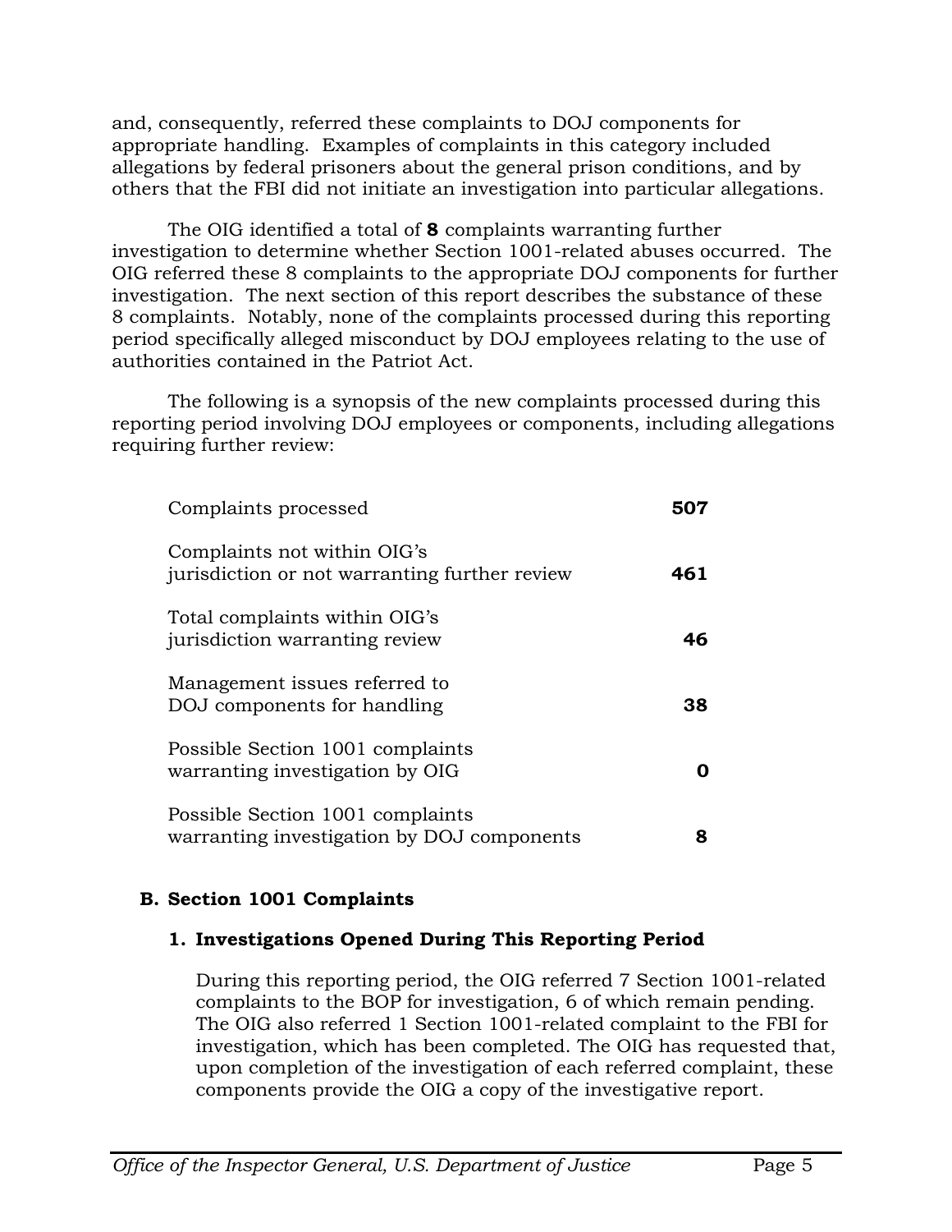and, consequently, referred these complaints to DOJ components for appropriate handling. Examples of complaints in this category included allegations by federal prisoners about the general prison conditions, and by others that the FBI did not initiate an investigation into particular allegations.

The OIG identified a total of **8** complaints warranting further investigation to determine whether Section 1001-related abuses occurred. The OIG referred these 8 complaints to the appropriate DOJ components for further investigation. The next section of this report describes the substance of these 8 complaints. Notably, none of the complaints processed during this reporting period specifically alleged misconduct by DOJ employees relating to the use of authorities contained in the Patriot Act.

The following is a synopsis of the new complaints processed during this reporting period involving DOJ employees or components, including allegations requiring further review:

| | |
|---|---|
| Complaints processed | **507** |
| Complaints not within OIG's jurisdiction or not warranting further review | **461** |
| Total complaints within OIG's jurisdiction warranting review | **46** |
| Management issues referred to DOJ components for handling | **38** |
| Possible Section 1001 complaints warranting investigation by OIG | **0** |
| Possible Section 1001 complaints warranting investigation by DOJ components | **8** |

### B. Section 1001 Complaints

#### 1. Investigations Opened During This Reporting Period

During this reporting period, the OIG referred 7 Section 1001-related complaints to the BOP for investigation, 6 of which remain pending. The OIG also referred 1 Section 1001-related complaint to the FBI for investigation, which has been completed. The OIG has requested that, upon completion of the investigation of each referred complaint, these components provide the OIG a copy of the investigative report.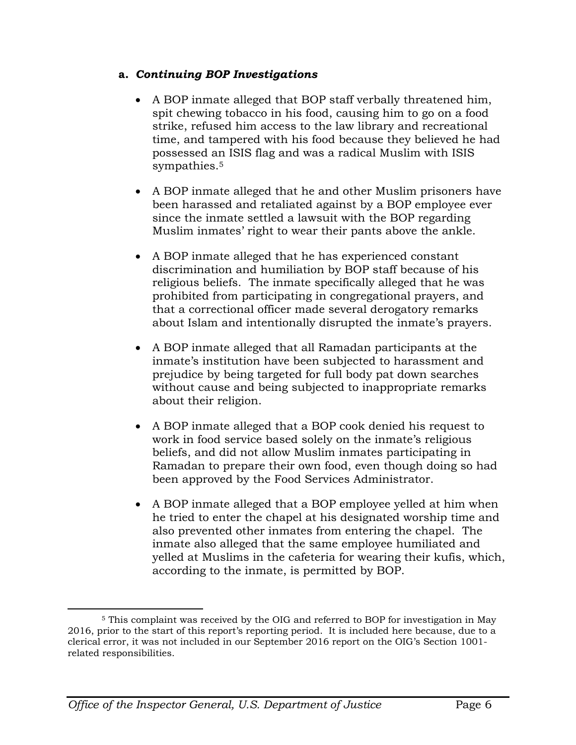**a. *Continuing BOP Investigations***

- A BOP inmate alleged that BOP staff verbally threatened him, spit chewing tobacco in his food, causing him to go on a food strike, refused him access to the law library and recreational time, and tampered with his food because they believed he had possessed an ISIS flag and was a radical Muslim with ISIS sympathies.[5]

- A BOP inmate alleged that he and other Muslim prisoners have been harassed and retaliated against by a BOP employee ever since the inmate settled a lawsuit with the BOP regarding Muslim inmates' right to wear their pants above the ankle.

- A BOP inmate alleged that he has experienced constant discrimination and humiliation by BOP staff because of his religious beliefs. The inmate specifically alleged that he was prohibited from participating in congregational prayers, and that a correctional officer made several derogatory remarks about Islam and intentionally disrupted the inmate's prayers.

- A BOP inmate alleged that all Ramadan participants at the inmate's institution have been subjected to harassment and prejudice by being targeted for full body pat down searches without cause and being subjected to inappropriate remarks about their religion.

- A BOP inmate alleged that a BOP cook denied his request to work in food service based solely on the inmate's religious beliefs, and did not allow Muslim inmates participating in Ramadan to prepare their own food, even though doing so had been approved by the Food Services Administrator.

- A BOP inmate alleged that a BOP employee yelled at him when he tried to enter the chapel at his designated worship time and also prevented other inmates from entering the chapel. The inmate also alleged that the same employee humiliated and yelled at Muslims in the cafeteria for wearing their kufis, which, according to the inmate, is permitted by BOP.

---

[5] This complaint was received by the OIG and referred to BOP for investigation in May 2016, prior to the start of this report's reporting period. It is included here because, due to a clerical error, it was not included in our September 2016 report on the OIG's Section 1001-related responsibilities.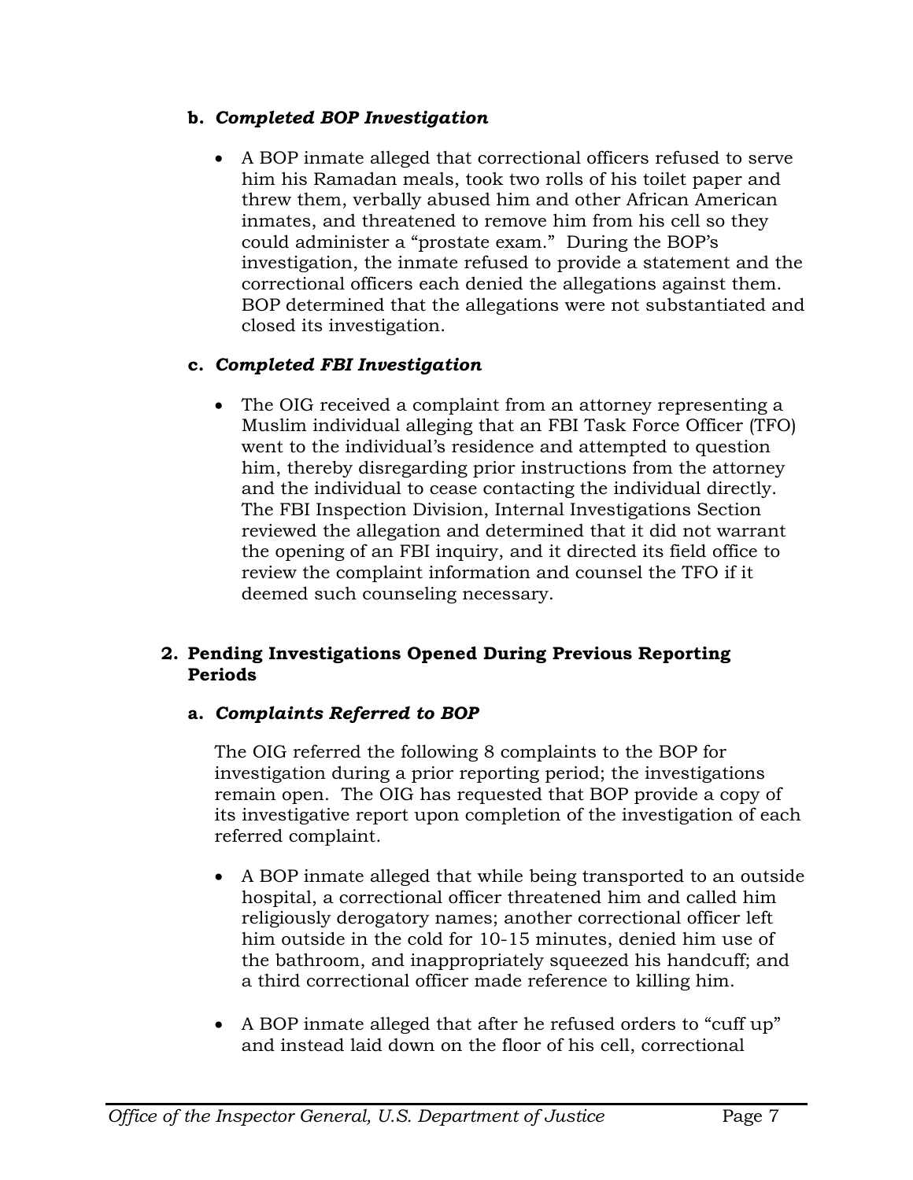#### b. *Completed BOP Investigation*

- A BOP inmate alleged that correctional officers refused to serve him his Ramadan meals, took two rolls of his toilet paper and threw them, verbally abused him and other African American inmates, and threatened to remove him from his cell so they could administer a "prostate exam." During the BOP's investigation, the inmate refused to provide a statement and the correctional officers each denied the allegations against them. BOP determined that the allegations were not substantiated and closed its investigation.

#### c. *Completed FBI Investigation*

- The OIG received a complaint from an attorney representing a Muslim individual alleging that an FBI Task Force Officer (TFO) went to the individual's residence and attempted to question him, thereby disregarding prior instructions from the attorney and the individual to cease contacting the individual directly. The FBI Inspection Division, Internal Investigations Section reviewed the allegation and determined that it did not warrant the opening of an FBI inquiry, and it directed its field office to review the complaint information and counsel the TFO if it deemed such counseling necessary.

### 2. Pending Investigations Opened During Previous Reporting Periods

#### a. *Complaints Referred to BOP*

The OIG referred the following 8 complaints to the BOP for investigation during a prior reporting period; the investigations remain open. The OIG has requested that BOP provide a copy of its investigative report upon completion of the investigation of each referred complaint.

- A BOP inmate alleged that while being transported to an outside hospital, a correctional officer threatened him and called him religiously derogatory names; another correctional officer left him outside in the cold for 10-15 minutes, denied him use of the bathroom, and inappropriately squeezed his handcuff; and a third correctional officer made reference to killing him.

- A BOP inmate alleged that after he refused orders to "cuff up" and instead laid down on the floor of his cell, correctional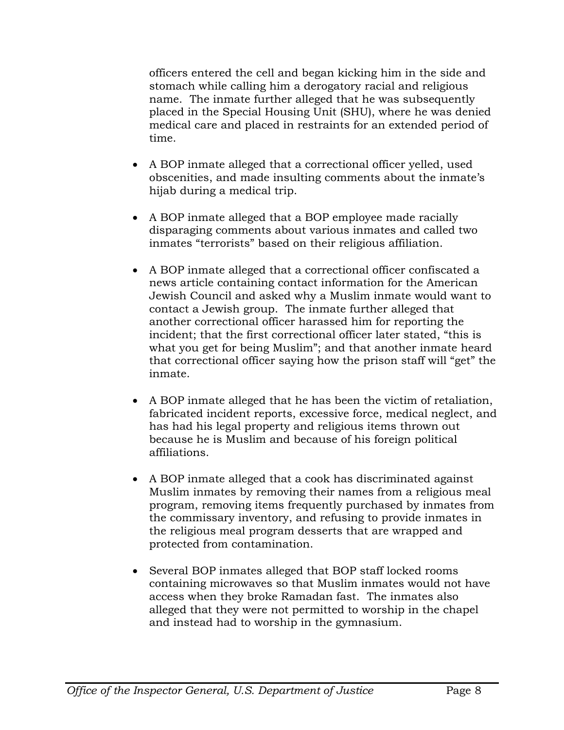officers entered the cell and began kicking him in the side and stomach while calling him a derogatory racial and religious name. The inmate further alleged that he was subsequently placed in the Special Housing Unit (SHU), where he was denied medical care and placed in restraints for an extended period of time.

- A BOP inmate alleged that a correctional officer yelled, used obscenities, and made insulting comments about the inmate's hijab during a medical trip.

- A BOP inmate alleged that a BOP employee made racially disparaging comments about various inmates and called two inmates "terrorists" based on their religious affiliation.

- A BOP inmate alleged that a correctional officer confiscated a news article containing contact information for the American Jewish Council and asked why a Muslim inmate would want to contact a Jewish group. The inmate further alleged that another correctional officer harassed him for reporting the incident; that the first correctional officer later stated, "this is what you get for being Muslim"; and that another inmate heard that correctional officer saying how the prison staff will "get" the inmate.

- A BOP inmate alleged that he has been the victim of retaliation, fabricated incident reports, excessive force, medical neglect, and has had his legal property and religious items thrown out because he is Muslim and because of his foreign political affiliations.

- A BOP inmate alleged that a cook has discriminated against Muslim inmates by removing their names from a religious meal program, removing items frequently purchased by inmates from the commissary inventory, and refusing to provide inmates in the religious meal program desserts that are wrapped and protected from contamination.

- Several BOP inmates alleged that BOP staff locked rooms containing microwaves so that Muslim inmates would not have access when they broke Ramadan fast. The inmates also alleged that they were not permitted to worship in the chapel and instead had to worship in the gymnasium.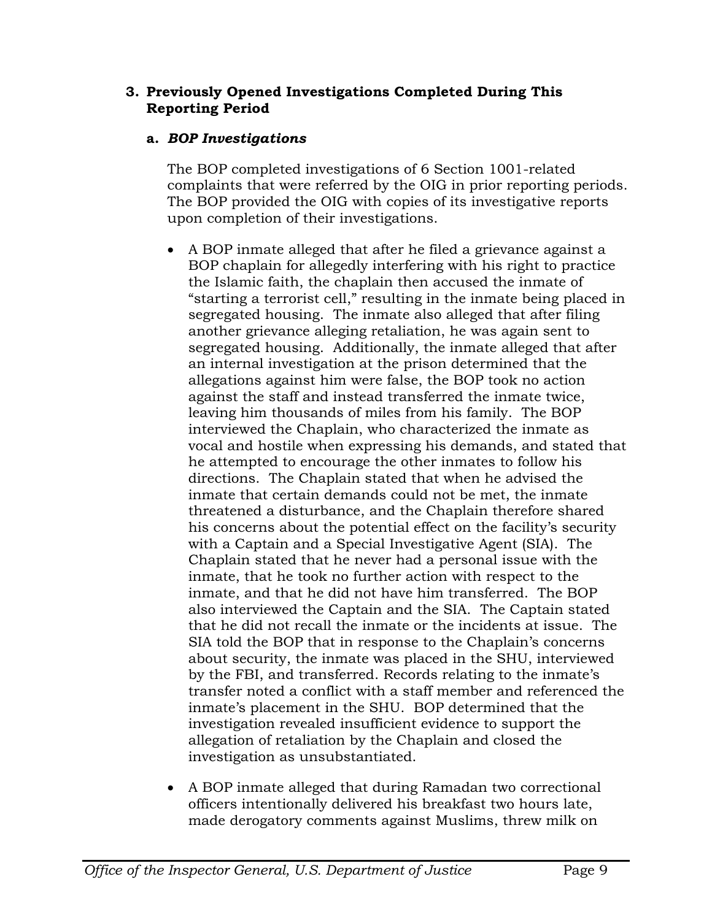### 3. Previously Opened Investigations Completed During This Reporting Period

#### a. *BOP Investigations*

The BOP completed investigations of 6 Section 1001-related complaints that were referred by the OIG in prior reporting periods. The BOP provided the OIG with copies of its investigative reports upon completion of their investigations.

- A BOP inmate alleged that after he filed a grievance against a BOP chaplain for allegedly interfering with his right to practice the Islamic faith, the chaplain then accused the inmate of "starting a terrorist cell," resulting in the inmate being placed in segregated housing. The inmate also alleged that after filing another grievance alleging retaliation, he was again sent to segregated housing. Additionally, the inmate alleged that after an internal investigation at the prison determined that the allegations against him were false, the BOP took no action against the staff and instead transferred the inmate twice, leaving him thousands of miles from his family. The BOP interviewed the Chaplain, who characterized the inmate as vocal and hostile when expressing his demands, and stated that he attempted to encourage the other inmates to follow his directions. The Chaplain stated that when he advised the inmate that certain demands could not be met, the inmate threatened a disturbance, and the Chaplain therefore shared his concerns about the potential effect on the facility's security with a Captain and a Special Investigative Agent (SIA). The Chaplain stated that he never had a personal issue with the inmate, that he took no further action with respect to the inmate, and that he did not have him transferred. The BOP also interviewed the Captain and the SIA. The Captain stated that he did not recall the inmate or the incidents at issue. The SIA told the BOP that in response to the Chaplain's concerns about security, the inmate was placed in the SHU, interviewed by the FBI, and transferred. Records relating to the inmate's transfer noted a conflict with a staff member and referenced the inmate's placement in the SHU. BOP determined that the investigation revealed insufficient evidence to support the allegation of retaliation by the Chaplain and closed the investigation as unsubstantiated.

- A BOP inmate alleged that during Ramadan two correctional officers intentionally delivered his breakfast two hours late, made derogatory comments against Muslims, threw milk on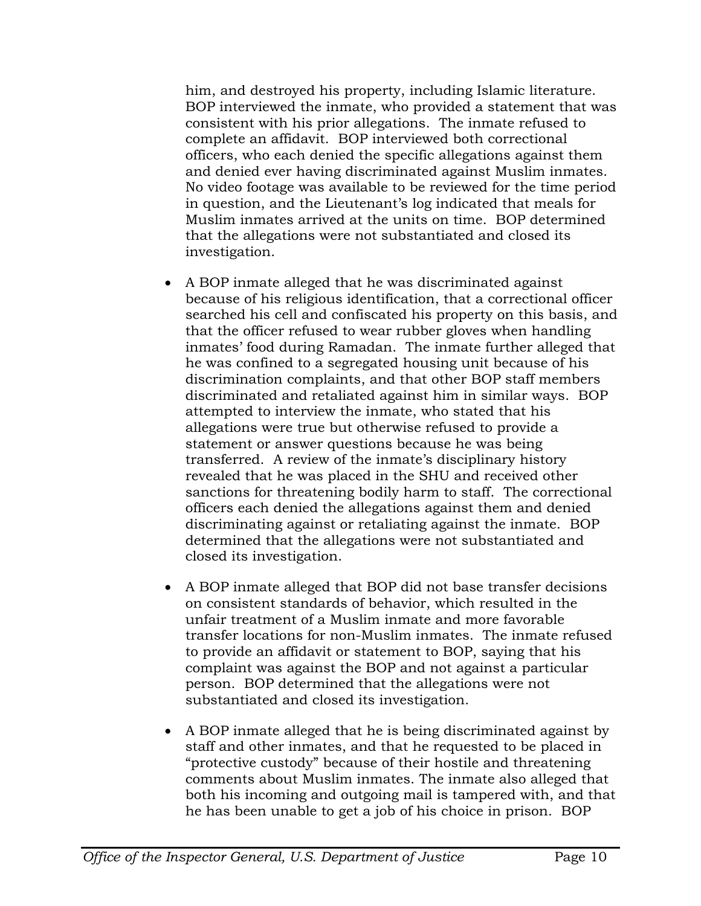him, and destroyed his property, including Islamic literature. BOP interviewed the inmate, who provided a statement that was consistent with his prior allegations. The inmate refused to complete an affidavit. BOP interviewed both correctional officers, who each denied the specific allegations against them and denied ever having discriminated against Muslim inmates. No video footage was available to be reviewed for the time period in question, and the Lieutenant's log indicated that meals for Muslim inmates arrived at the units on time. BOP determined that the allegations were not substantiated and closed its investigation.

- A BOP inmate alleged that he was discriminated against because of his religious identification, that a correctional officer searched his cell and confiscated his property on this basis, and that the officer refused to wear rubber gloves when handling inmates' food during Ramadan. The inmate further alleged that he was confined to a segregated housing unit because of his discrimination complaints, and that other BOP staff members discriminated and retaliated against him in similar ways. BOP attempted to interview the inmate, who stated that his allegations were true but otherwise refused to provide a statement or answer questions because he was being transferred. A review of the inmate's disciplinary history revealed that he was placed in the SHU and received other sanctions for threatening bodily harm to staff. The correctional officers each denied the allegations against them and denied discriminating against or retaliating against the inmate. BOP determined that the allegations were not substantiated and closed its investigation.

- A BOP inmate alleged that BOP did not base transfer decisions on consistent standards of behavior, which resulted in the unfair treatment of a Muslim inmate and more favorable transfer locations for non-Muslim inmates. The inmate refused to provide an affidavit or statement to BOP, saying that his complaint was against the BOP and not against a particular person. BOP determined that the allegations were not substantiated and closed its investigation.

- A BOP inmate alleged that he is being discriminated against by staff and other inmates, and that he requested to be placed in "protective custody" because of their hostile and threatening comments about Muslim inmates. The inmate also alleged that both his incoming and outgoing mail is tampered with, and that he has been unable to get a job of his choice in prison. BOP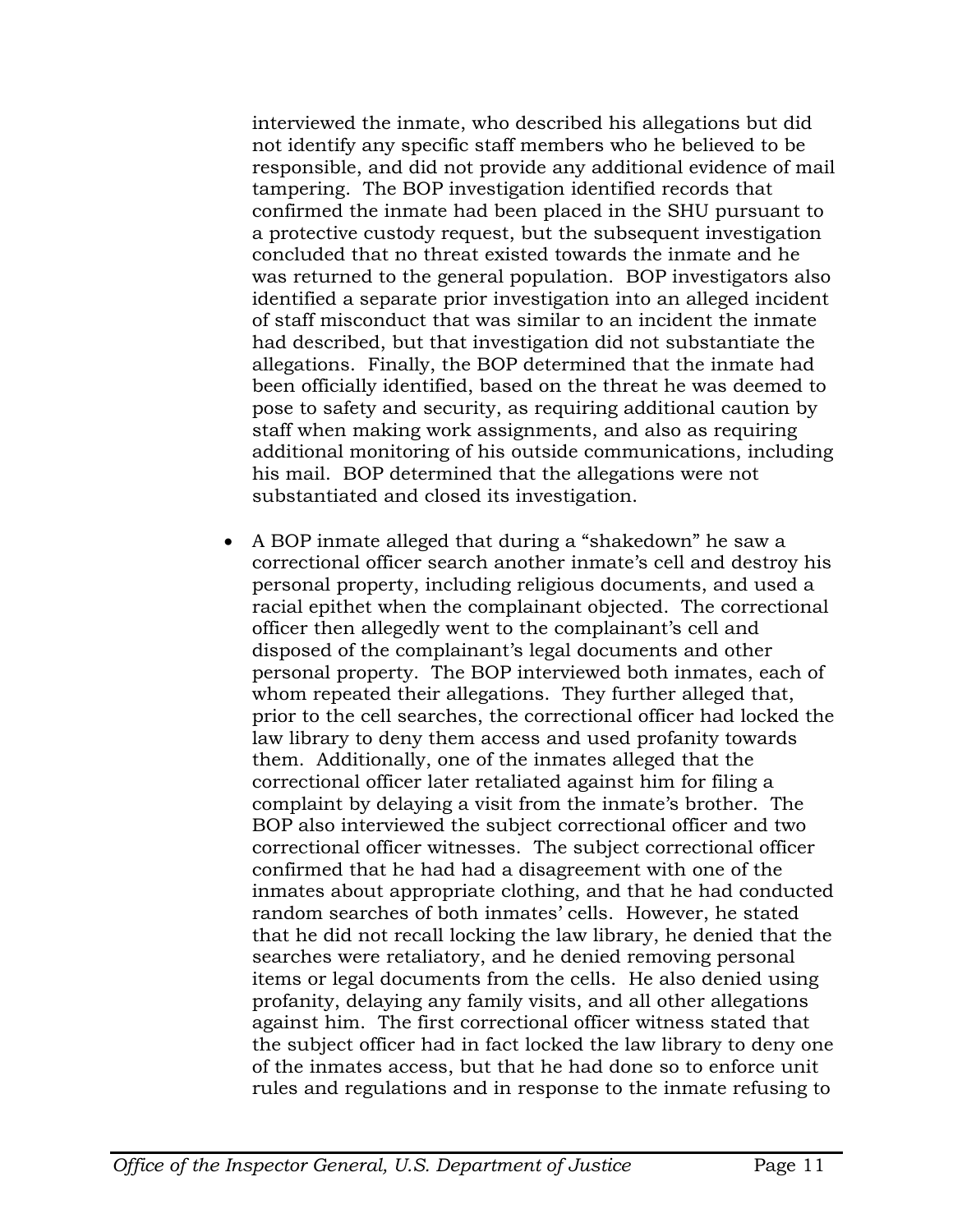interviewed the inmate, who described his allegations but did not identify any specific staff members who he believed to be responsible, and did not provide any additional evidence of mail tampering. The BOP investigation identified records that confirmed the inmate had been placed in the SHU pursuant to a protective custody request, but the subsequent investigation concluded that no threat existed towards the inmate and he was returned to the general population. BOP investigators also identified a separate prior investigation into an alleged incident of staff misconduct that was similar to an incident the inmate had described, but that investigation did not substantiate the allegations. Finally, the BOP determined that the inmate had been officially identified, based on the threat he was deemed to pose to safety and security, as requiring additional caution by staff when making work assignments, and also as requiring additional monitoring of his outside communications, including his mail. BOP determined that the allegations were not substantiated and closed its investigation.

- A BOP inmate alleged that during a "shakedown" he saw a correctional officer search another inmate's cell and destroy his personal property, including religious documents, and used a racial epithet when the complainant objected. The correctional officer then allegedly went to the complainant's cell and disposed of the complainant's legal documents and other personal property. The BOP interviewed both inmates, each of whom repeated their allegations. They further alleged that, prior to the cell searches, the correctional officer had locked the law library to deny them access and used profanity towards them. Additionally, one of the inmates alleged that the correctional officer later retaliated against him for filing a complaint by delaying a visit from the inmate's brother. The BOP also interviewed the subject correctional officer and two correctional officer witnesses. The subject correctional officer confirmed that he had had a disagreement with one of the inmates about appropriate clothing, and that he had conducted random searches of both inmates' cells. However, he stated that he did not recall locking the law library, he denied that the searches were retaliatory, and he denied removing personal items or legal documents from the cells. He also denied using profanity, delaying any family visits, and all other allegations against him. The first correctional officer witness stated that the subject officer had in fact locked the law library to deny one of the inmates access, but that he had done so to enforce unit rules and regulations and in response to the inmate refusing to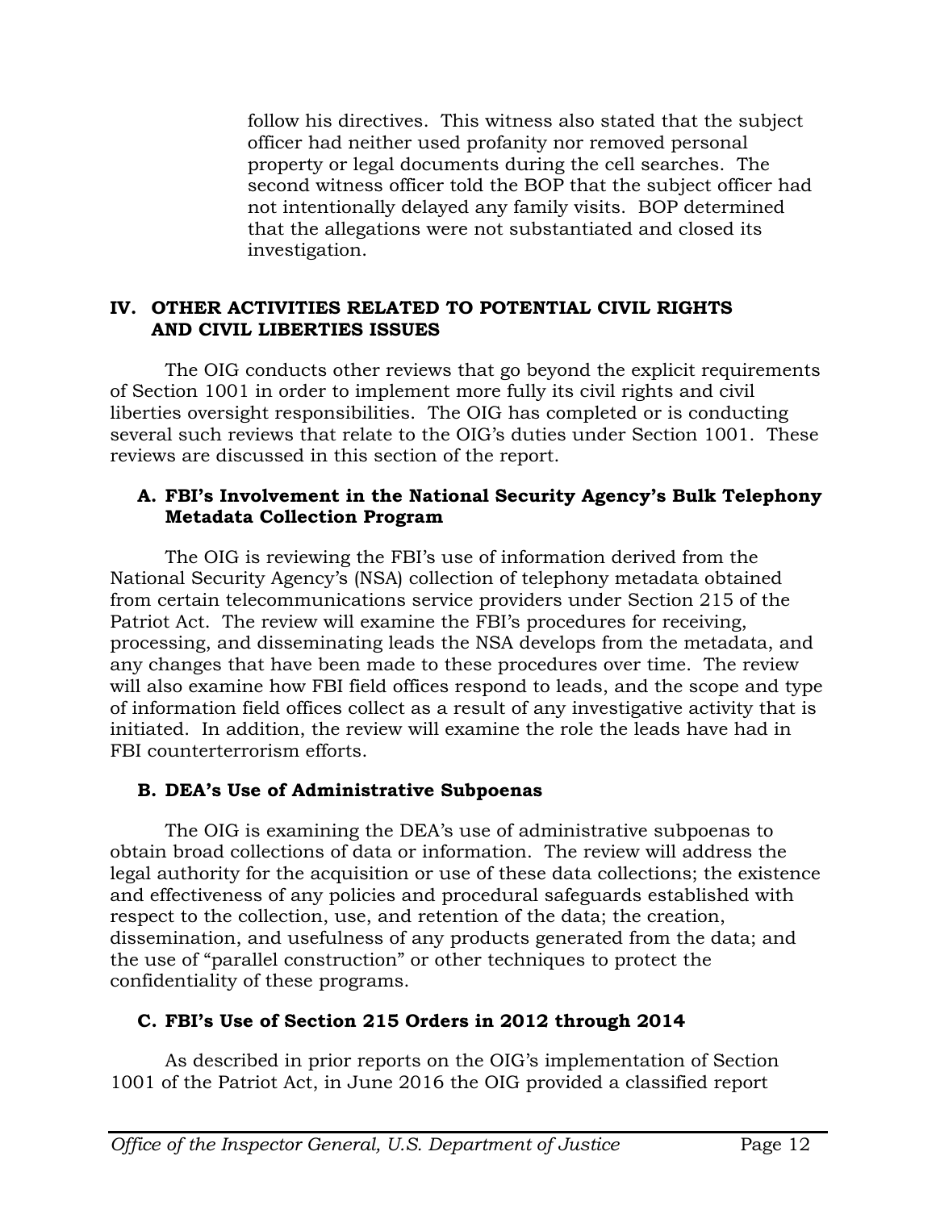follow his directives. This witness also stated that the subject officer had neither used profanity nor removed personal property or legal documents during the cell searches. The second witness officer told the BOP that the subject officer had not intentionally delayed any family visits. BOP determined that the allegations were not substantiated and closed its investigation.

## IV. OTHER ACTIVITIES RELATED TO POTENTIAL CIVIL RIGHTS AND CIVIL LIBERTIES ISSUES

The OIG conducts other reviews that go beyond the explicit requirements of Section 1001 in order to implement more fully its civil rights and civil liberties oversight responsibilities. The OIG has completed or is conducting several such reviews that relate to the OIG's duties under Section 1001. These reviews are discussed in this section of the report.

### A. FBI's Involvement in the National Security Agency's Bulk Telephony Metadata Collection Program

The OIG is reviewing the FBI's use of information derived from the National Security Agency's (NSA) collection of telephony metadata obtained from certain telecommunications service providers under Section 215 of the Patriot Act. The review will examine the FBI's procedures for receiving, processing, and disseminating leads the NSA develops from the metadata, and any changes that have been made to these procedures over time. The review will also examine how FBI field offices respond to leads, and the scope and type of information field offices collect as a result of any investigative activity that is initiated. In addition, the review will examine the role the leads have had in FBI counterterrorism efforts.

### B. DEA's Use of Administrative Subpoenas

The OIG is examining the DEA's use of administrative subpoenas to obtain broad collections of data or information. The review will address the legal authority for the acquisition or use of these data collections; the existence and effectiveness of any policies and procedural safeguards established with respect to the collection, use, and retention of the data; the creation, dissemination, and usefulness of any products generated from the data; and the use of "parallel construction" or other techniques to protect the confidentiality of these programs.

### C. FBI's Use of Section 215 Orders in 2012 through 2014

As described in prior reports on the OIG's implementation of Section 1001 of the Patriot Act, in June 2016 the OIG provided a classified report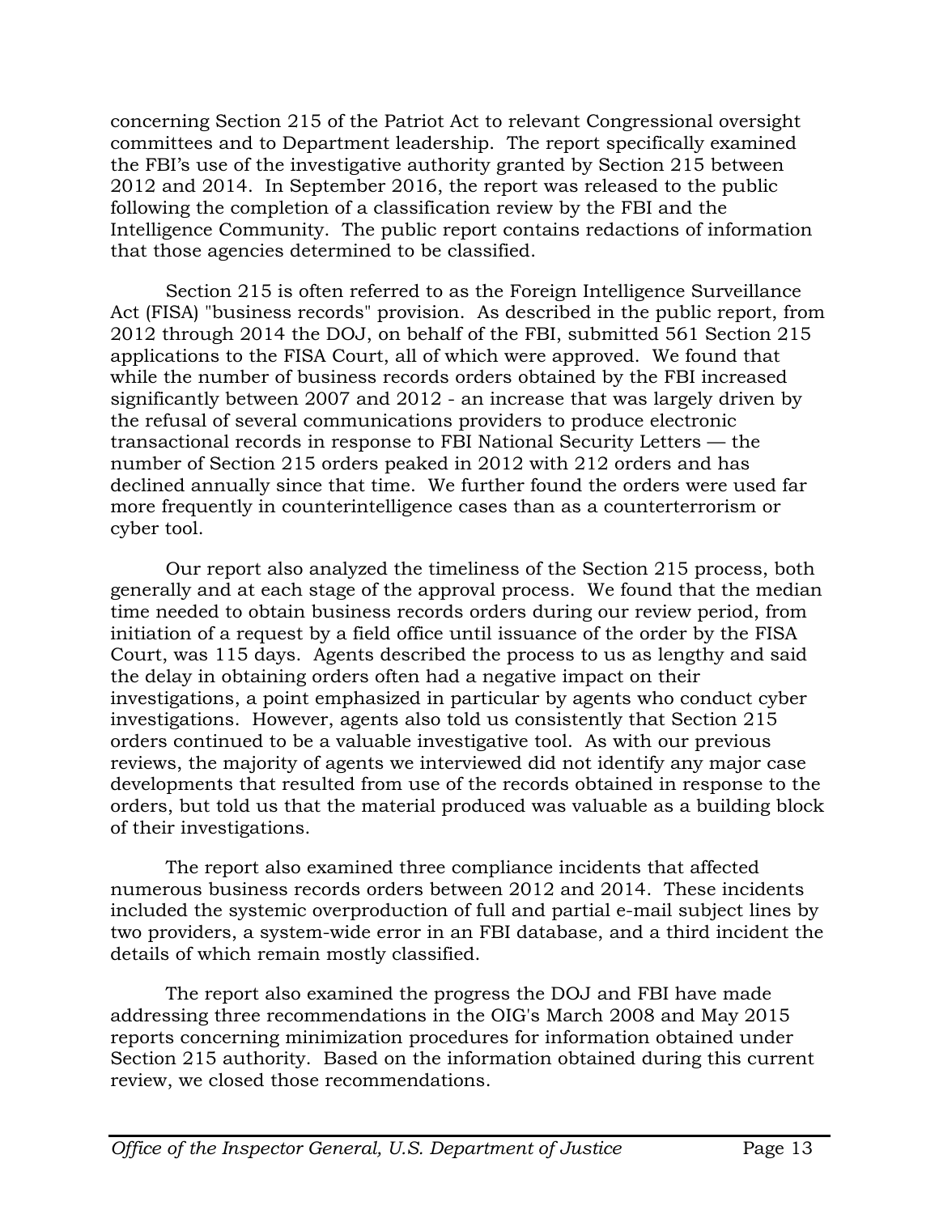concerning Section 215 of the Patriot Act to relevant Congressional oversight committees and to Department leadership. The report specifically examined the FBI's use of the investigative authority granted by Section 215 between 2012 and 2014. In September 2016, the report was released to the public following the completion of a classification review by the FBI and the Intelligence Community. The public report contains redactions of information that those agencies determined to be classified.

Section 215 is often referred to as the Foreign Intelligence Surveillance Act (FISA) "business records" provision. As described in the public report, from 2012 through 2014 the DOJ, on behalf of the FBI, submitted 561 Section 215 applications to the FISA Court, all of which were approved. We found that while the number of business records orders obtained by the FBI increased significantly between 2007 and 2012 - an increase that was largely driven by the refusal of several communications providers to produce electronic transactional records in response to FBI National Security Letters — the number of Section 215 orders peaked in 2012 with 212 orders and has declined annually since that time. We further found the orders were used far more frequently in counterintelligence cases than as a counterterrorism or cyber tool.

Our report also analyzed the timeliness of the Section 215 process, both generally and at each stage of the approval process. We found that the median time needed to obtain business records orders during our review period, from initiation of a request by a field office until issuance of the order by the FISA Court, was 115 days. Agents described the process to us as lengthy and said the delay in obtaining orders often had a negative impact on their investigations, a point emphasized in particular by agents who conduct cyber investigations. However, agents also told us consistently that Section 215 orders continued to be a valuable investigative tool. As with our previous reviews, the majority of agents we interviewed did not identify any major case developments that resulted from use of the records obtained in response to the orders, but told us that the material produced was valuable as a building block of their investigations.

The report also examined three compliance incidents that affected numerous business records orders between 2012 and 2014. These incidents included the systemic overproduction of full and partial e-mail subject lines by two providers, a system-wide error in an FBI database, and a third incident the details of which remain mostly classified.

The report also examined the progress the DOJ and FBI have made addressing three recommendations in the OIG's March 2008 and May 2015 reports concerning minimization procedures for information obtained under Section 215 authority. Based on the information obtained during this current review, we closed those recommendations.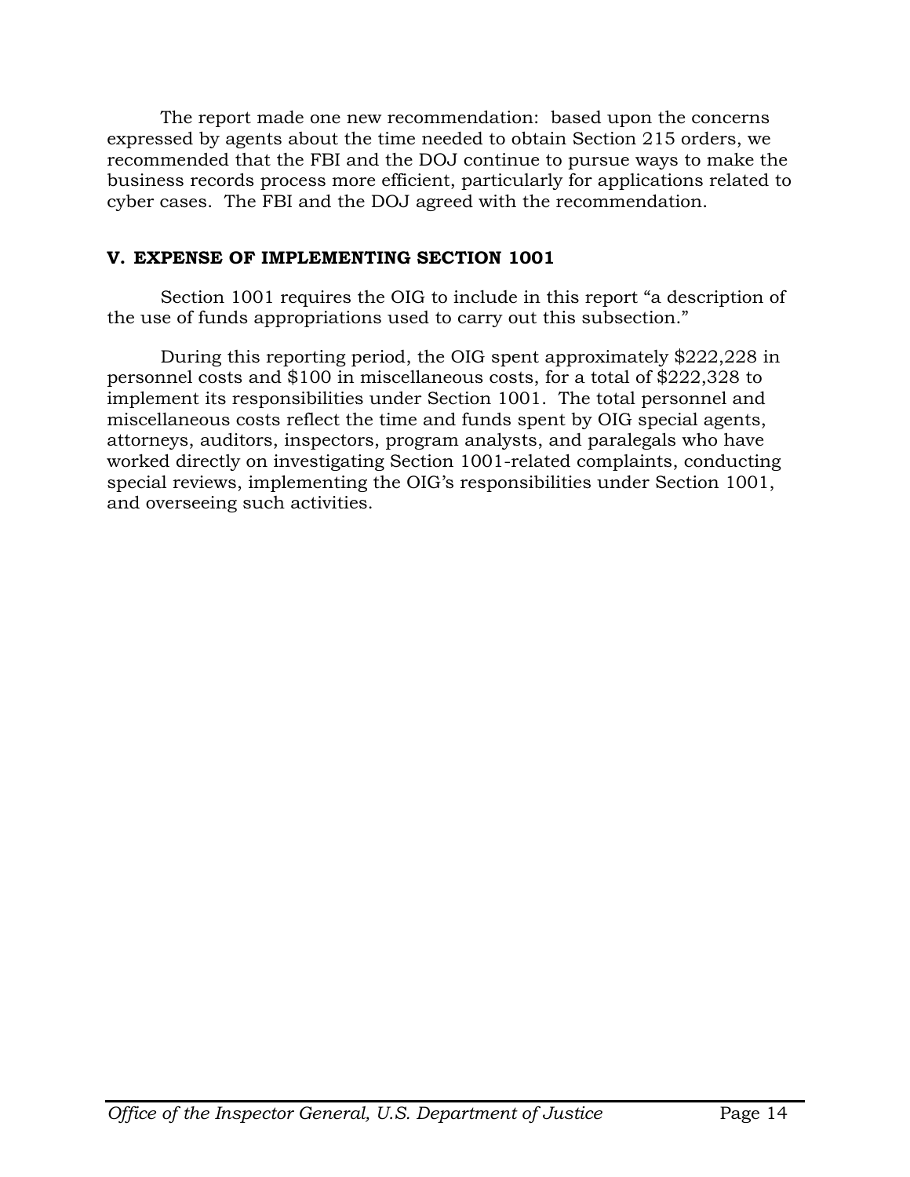The report made one new recommendation: based upon the concerns expressed by agents about the time needed to obtain Section 215 orders, we recommended that the FBI and the DOJ continue to pursue ways to make the business records process more efficient, particularly for applications related to cyber cases. The FBI and the DOJ agreed with the recommendation.

## V. EXPENSE OF IMPLEMENTING SECTION 1001

Section 1001 requires the OIG to include in this report "a description of the use of funds appropriations used to carry out this subsection."

During this reporting period, the OIG spent approximately $222,228 in personnel costs and $100 in miscellaneous costs, for a total of $222,328 to implement its responsibilities under Section 1001. The total personnel and miscellaneous costs reflect the time and funds spent by OIG special agents, attorneys, auditors, inspectors, program analysts, and paralegals who have worked directly on investigating Section 1001-related complaints, conducting special reviews, implementing the OIG's responsibilities under Section 1001, and overseeing such activities.